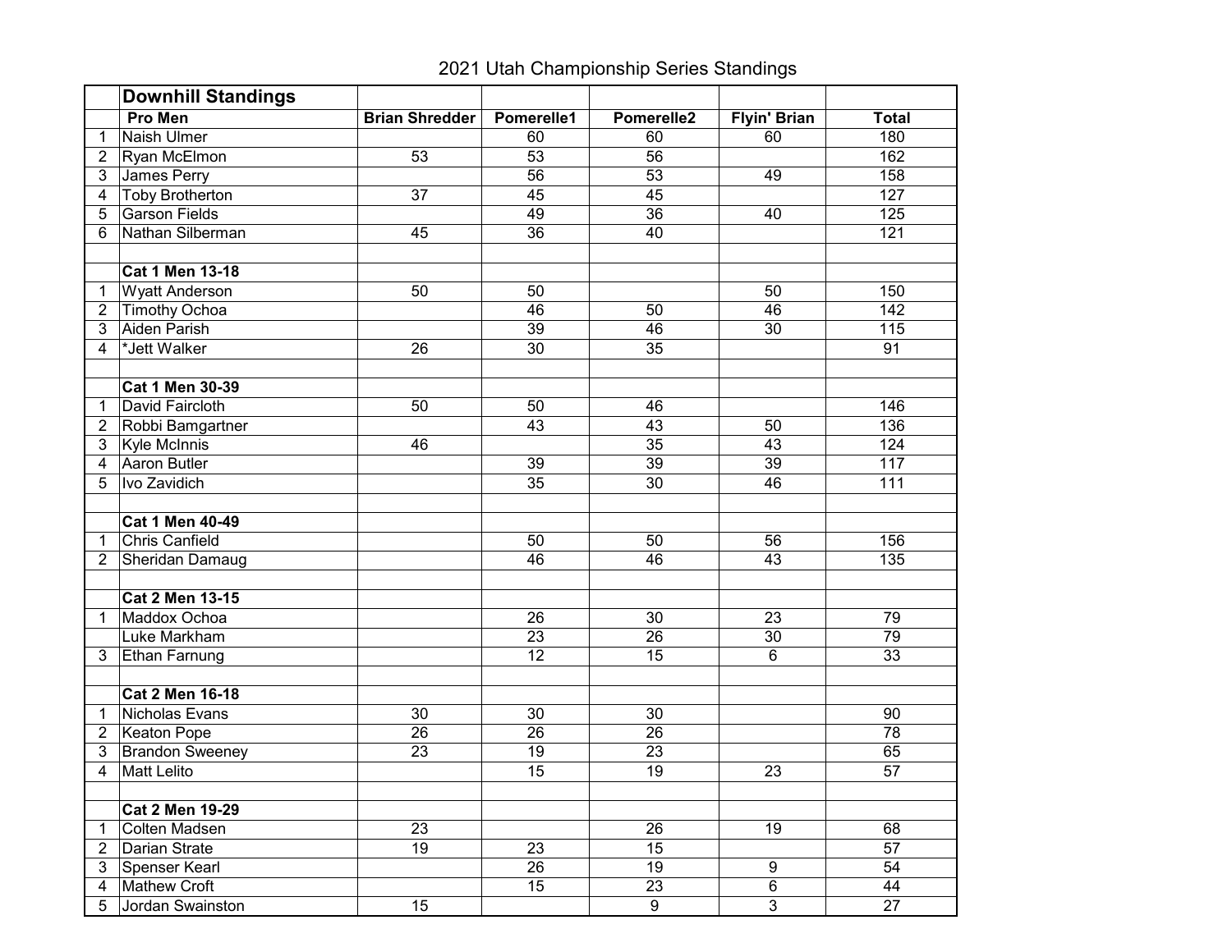# 2021 Utah Championship Series Standings

| | Downhill Standings | | | | | |
|---|---|---|---|---|---|---|
| | **Pro Men** | **Brian Shredder** | **Pomerelle1** | **Pomerelle2** | **Flyin' Brian** | **Total** |
| 1 | Naish Ulmer | | 60 | 60 | 60 | 180 |
| 2 | Ryan McElmon | 53 | 53 | 56 | | 162 |
| 3 | James Perry | | 56 | 53 | 49 | 158 |
| 4 | Toby Brotherton | 37 | 45 | 45 | | 127 |
| 5 | Garson Fields | | 49 | 36 | 40 | 125 |
| 6 | Nathan Silberman | 45 | 36 | 40 | | 121 |
| | | | | | | |
| | **Cat 1 Men 13-18** | | | | | |
| 1 | Wyatt Anderson | 50 | 50 | | 50 | 150 |
| 2 | Timothy Ochoa | | 46 | 50 | 46 | 142 |
| 3 | Aiden Parish | | 39 | 46 | 30 | 115 |
| 4 | *Jett Walker | 26 | 30 | 35 | | 91 |
| | | | | | | |
| | **Cat 1 Men 30-39** | | | | | |
| 1 | David Faircloth | 50 | 50 | 46 | | 146 |
| 2 | Robbi Bamgartner | | 43 | 43 | 50 | 136 |
| 3 | Kyle McInnis | 46 | | 35 | 43 | 124 |
| 4 | Aaron Butler | | 39 | 39 | 39 | 117 |
| 5 | Ivo Zavidich | | 35 | 30 | 46 | 111 |
| | | | | | | |
| | **Cat 1 Men 40-49** | | | | | |
| 1 | Chris Canfield | | 50 | 50 | 56 | 156 |
| 2 | Sheridan Damaug | | 46 | 46 | 43 | 135 |
| | | | | | | |
| | **Cat 2 Men 13-15** | | | | | |
| 1 | Maddox Ochoa | | 26 | 30 | 23 | 79 |
| | Luke Markham | | 23 | 26 | 30 | 79 |
| 3 | Ethan Farnung | | 12 | 15 | 6 | 33 |
| | | | | | | |
| | **Cat 2 Men 16-18** | | | | | |
| 1 | Nicholas Evans | 30 | 30 | 30 | | 90 |
| 2 | Keaton Pope | 26 | 26 | 26 | | 78 |
| 3 | Brandon Sweeney | 23 | 19 | 23 | | 65 |
| 4 | Matt Lelito | | 15 | 19 | 23 | 57 |
| | | | | | | |
| | **Cat 2 Men 19-29** | | | | | |
| 1 | Colten Madsen | 23 | | 26 | 19 | 68 |
| 2 | Darian Strate | 19 | 23 | 15 | | 57 |
| 3 | Spenser Kearl | | 26 | 19 | 9 | 54 |
| 4 | Mathew Croft | | 15 | 23 | 6 | 44 |
| 5 | Jordan Swainston | 15 | | 9 | 3 | 27 |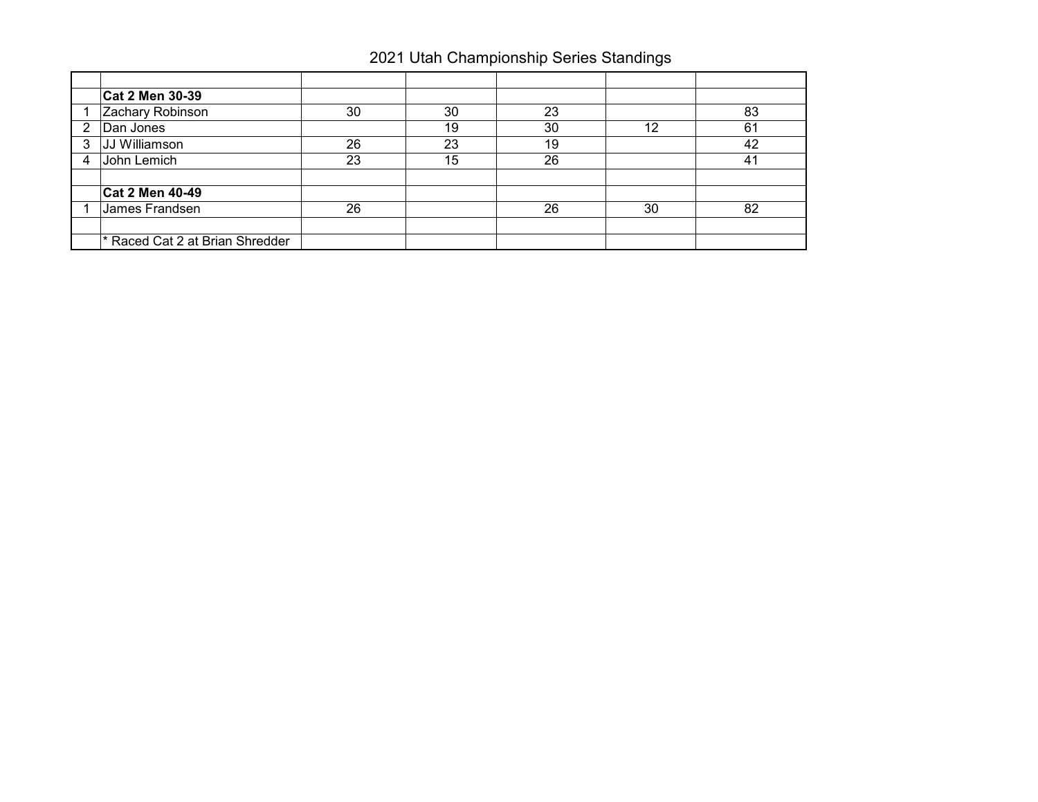# 2021 Utah Championship Series Standings

| | | | | | | |
|---|---|---|---|---|---|---|
| | | | | | | |
| | **Cat 2 Men 30-39** | | | | | |
| 1 | Zachary Robinson | 30 | 30 | 23 | | 83 |
| 2 | Dan Jones | | 19 | 30 | 12 | 61 |
| 3 | JJ Williamson | 26 | 23 | 19 | | 42 |
| 4 | John Lemich | 23 | 15 | 26 | | 41 |
| | | | | | | |
| | **Cat 2 Men 40-49** | | | | | |
| 1 | James Frandsen | 26 | | 26 | 30 | 82 |
| | | | | | | |
| | * Raced Cat 2 at Brian Shredder | | | | | |